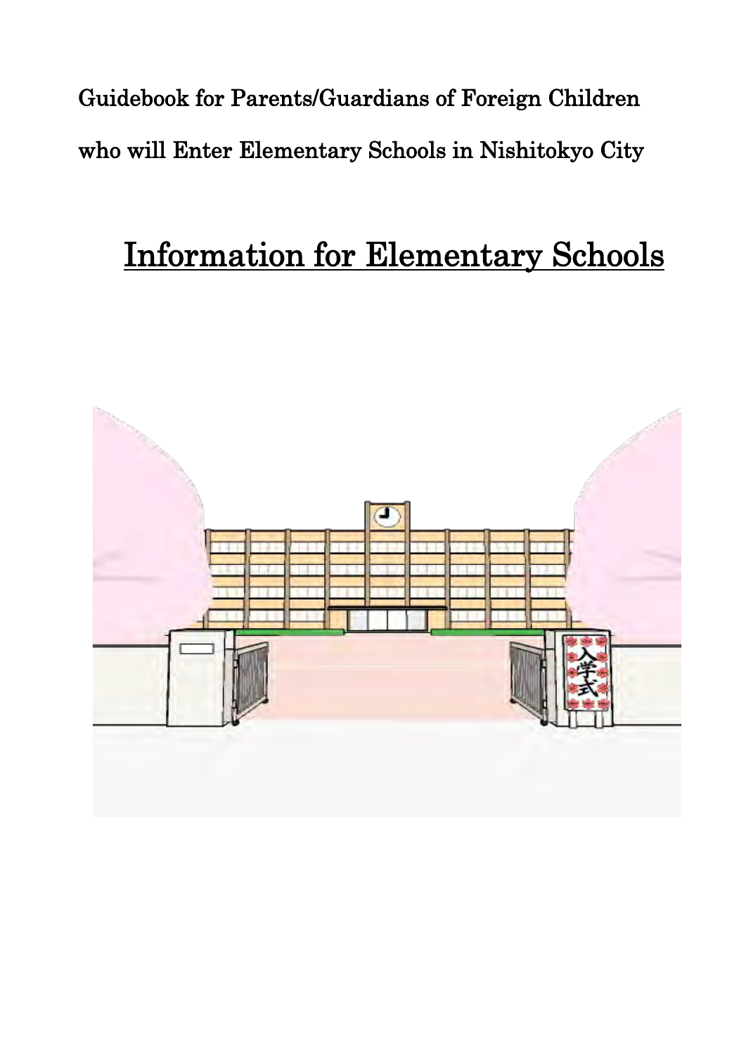Guidebook for Parents/Guardians of Foreign Children

who will Enter Elementary Schools in Nishitokyo City

# Information for Elementary Schools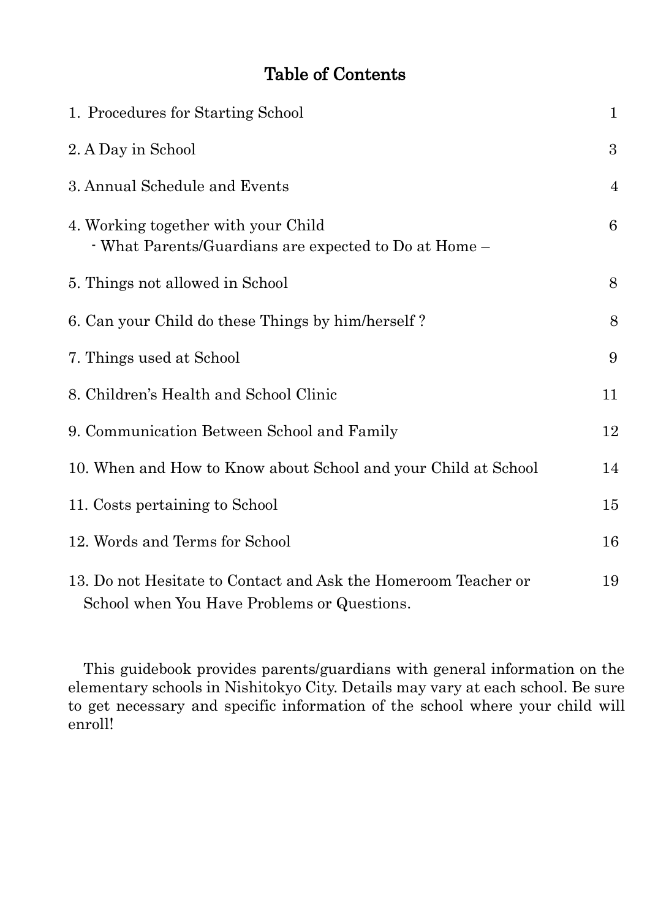# Table of Contents

| | |
|---|---|
| 1. Procedures for Starting School | 1 |
| 2. A Day in School | 3 |
| 3. Annual Schedule and Events | 4 |
| 4. Working together with your Child<br>- What Parents/Guardians are expected to Do at Home – | 6 |
| 5. Things not allowed in School | 8 |
| 6. Can your Child do these Things by him/herself ? | 8 |
| 7. Things used at School | 9 |
| 8. Children's Health and School Clinic | 11 |
| 9. Communication Between School and Family | 12 |
| 10. When and How to Know about School and your Child at School | 14 |
| 11. Costs pertaining to School | 15 |
| 12. Words and Terms for School | 16 |
| 13. Do not Hesitate to Contact and Ask the Homeroom Teacher or School when You Have Problems or Questions. | 19 |

This guidebook provides parents/guardians with general information on the elementary schools in Nishitokyo City. Details may vary at each school. Be sure to get necessary and specific information of the school where your child will enroll!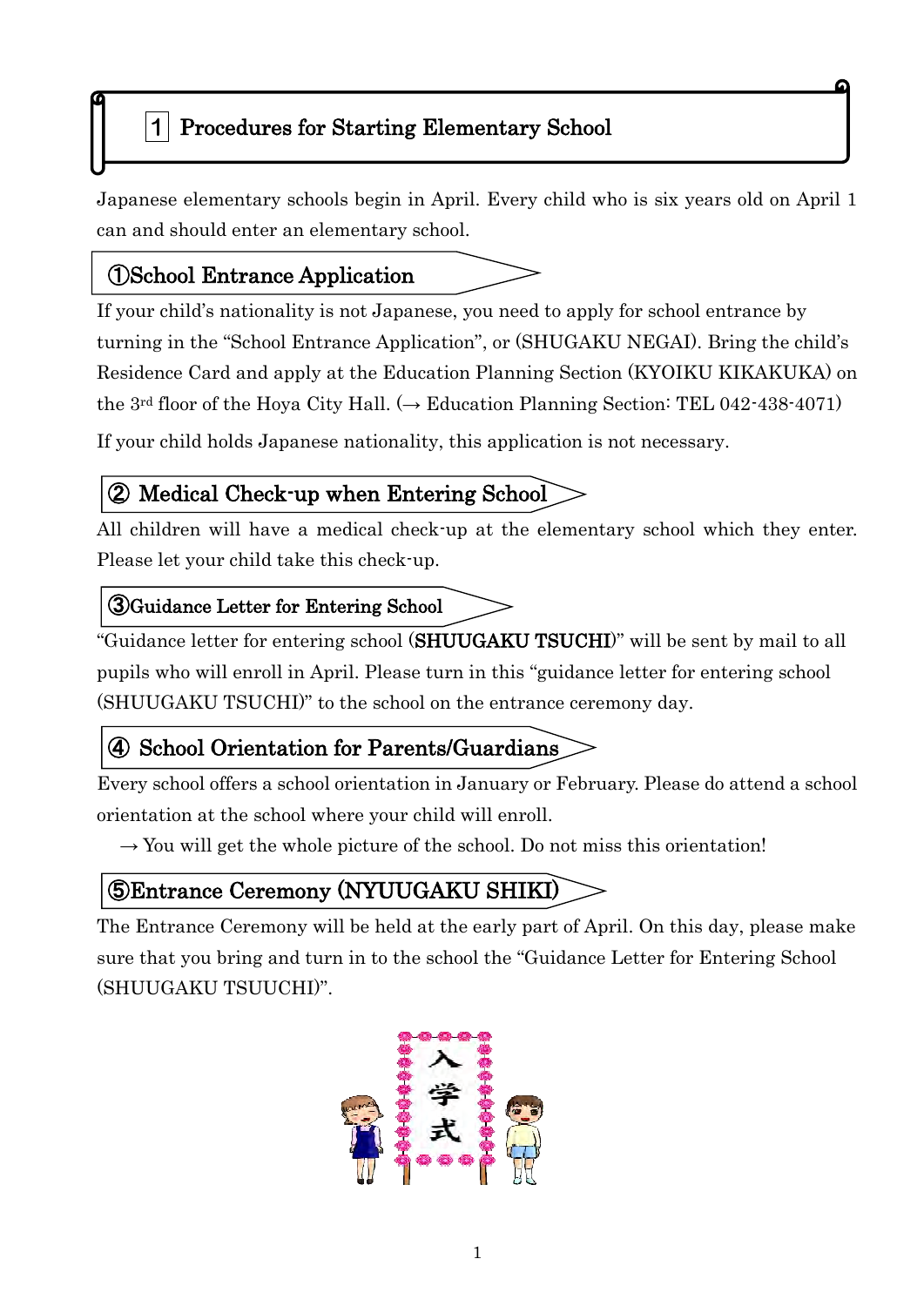# 1 Procedures for Starting Elementary School

Japanese elementary schools begin in April. Every child who is six years old on April 1 can and should enter an elementary school.

## ①School Entrance Application

If your child's nationality is not Japanese, you need to apply for school entrance by turning in the "School Entrance Application", or (SHUGAKU NEGAI). Bring the child's Residence Card and apply at the Education Planning Section (KYOIKU KIKAKUKA) on the 3rd floor of the Hoya City Hall. (→ Education Planning Section: TEL 042-438-4071)

If your child holds Japanese nationality, this application is not necessary.

## ② Medical Check-up when Entering School

All children will have a medical check-up at the elementary school which they enter. Please let your child take this check-up.

## ③Guidance Letter for Entering School

"Guidance letter for entering school (**SHUUGAKU TSUCHI**)" will be sent by mail to all pupils who will enroll in April. Please turn in this "guidance letter for entering school (SHUUGAKU TSUCHI)" to the school on the entrance ceremony day.

## ④ School Orientation for Parents/Guardians

Every school offers a school orientation in January or February. Please do attend a school orientation at the school where your child will enroll.

→ You will get the whole picture of the school. Do not miss this orientation!

## ⑤Entrance Ceremony (NYUUGAKU SHIKI)

The Entrance Ceremony will be held at the early part of April. On this day, please make sure that you bring and turn in to the school the "Guidance Letter for Entering School (SHUUGAKU TSUUCHI)".

入学式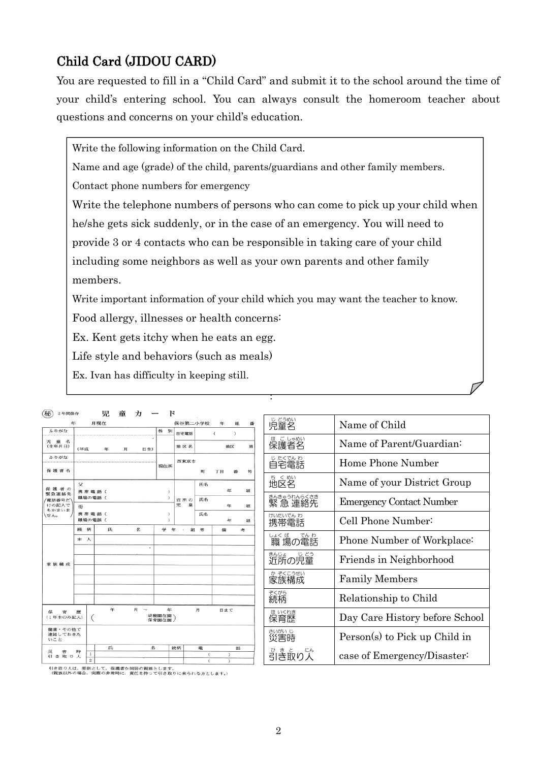## Child Card (JIDOU CARD)

You are requested to fill in a "Child Card" and submit it to the school around the time of your child's entering school. You can always consult the homeroom teacher about questions and concerns on your child's education.

> Write the following information on the Child Card.
>
> Name and age (grade) of the child, parents/guardians and other family members.
>
> Contact phone numbers for emergency
>
> Write the telephone numbers of persons who can come to pick up your child when he/she gets sick suddenly, or in the case of an emergency. You will need to provide 3 or 4 contacts who can be responsible in taking care of your child including some neighbors as well as your own parents and other family members.
>
> Write important information of your child which you may want the teacher to know.
>
> Food allergy, illnesses or health concerns:
>
> Ex. Kent gets itchy when he eats an egg.
>
> Life style and behaviors (such as meals)
>
> Ex. Ivan has difficulty in keeping still.

**㊙ 2年間保存　児　童　カ　ー　ド**

| 年　月現在 | | | | 保谷第二小学校　年　組　番 |
|---|---|---|---|---|
| ふりがな | | 性別 | 自宅電話 | (　　) |
| 児童名(生年月日) | (平成　年　月　日生) | | 地区名 | 地区　班 |
| ふりがな | | 現住所 | 西東京市 | |
| 保護者名 | | | | 町　丁目　番　号 |
| 保護者の緊急連絡先(電話番号だけの記入でもかまいません。) | 父　携帯電話(　)　職場の電話(　) | 近所の児童 | 氏名 | 年　組 |
| | 母　携帯電話(　)　職場の電話(　) | | 氏名 | 年　組 |
| | | | 氏名 | 年　組 |
| 家族構成 | 続柄 | 氏　名 | 学年・組等 | 備考 |
| | 本人 | | | |
| | | | | |
| | | | | |
| | | | | |
| | | | | |
| 保育歴(1年生のみ記入) | (　年　月～　年　月　日まで　幼稚園在園・保育園在園) | | | |
| 健康・その他で連絡しておきたいこと | | | | |
| 災害時引き取り人 | 1 | 氏　名 | 続柄 | 電話(　) |
| | 2 | | | (　) |

引き取り人は、原則として、保護者か同居の親族とします。
（親族以外の場合、災害の非常時に、責任を持って引き取りに来られる方とします。）

| | |
|---|---|
| 児童名(じどうめい) | Name of Child |
| 保護者名(ほごしゃめい) | Name of Parent/Guardian: |
| 自宅電話(じたくでんわ) | Home Phone Number |
| 地区名(ちくめい) | Name of your District Group |
| 緊急連絡先(きんきゅうれんらくさき) | Emergency Contact Number |
| 携帯電話(けいたいでんわ) | Cell Phone Number: |
| 職場の電話(しょくばのでんわ) | Phone Number of Workplace: |
| 近所の児童(きんじょのじどう) | Friends in Neighborhood |
| 家族構成(かぞくこうせい) | Family Members |
| 続柄(ぞくがら) | Relationship to Child |
| 保育歴(ほいくれき) | Day Care History before School |
| 災害時引き取り人(さいがいじひきとりにん) | Person(s) to Pick up Child in case of Emergency/Disaster: |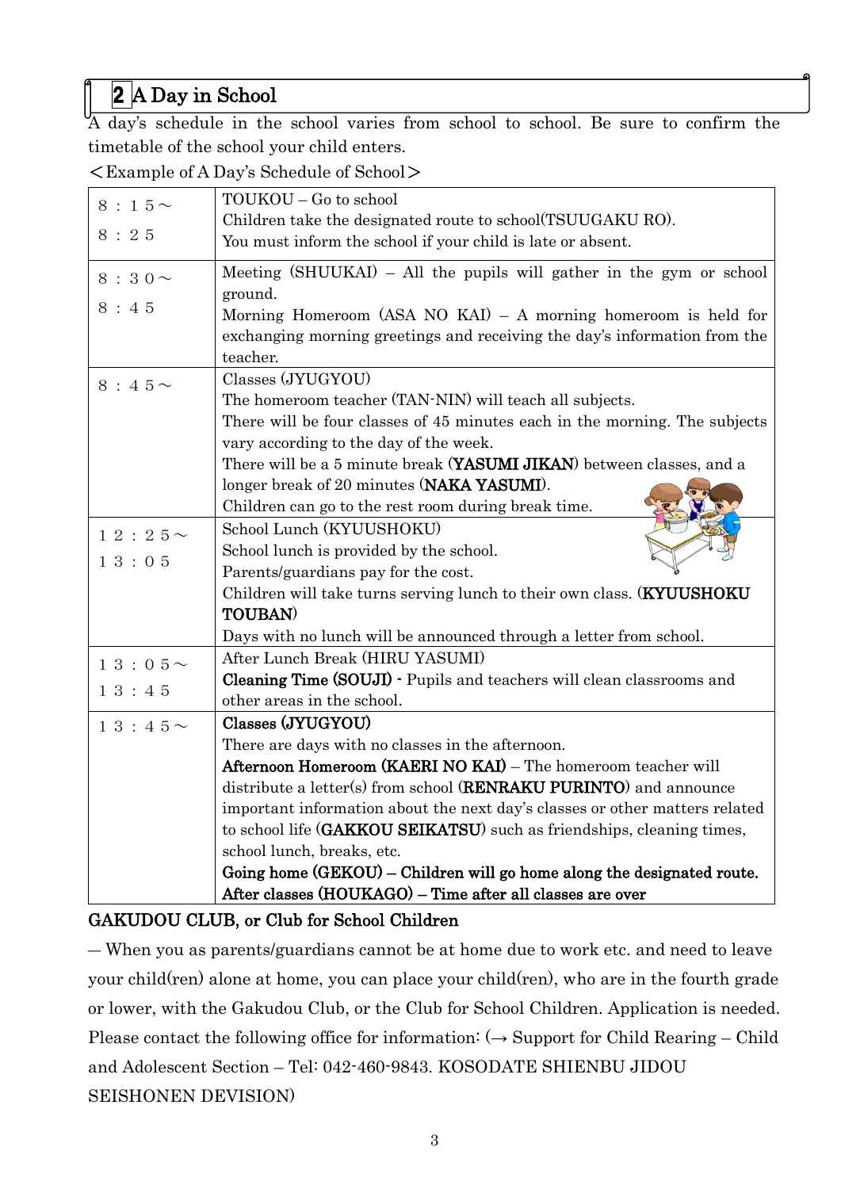## 2 A Day in School

A day's schedule in the school varies from school to school. Be sure to confirm the timetable of the school your child enters.

＜Example of A Day's Schedule of School＞

| Time | Activity |
|---|---|
| ８：１５～<br>８：２５ | TOUKOU – Go to school<br>Children take the designated route to school(TSUUGAKU RO).<br>You must inform the school if your child is late or absent. |
| ８：３０～<br>８：４５ | Meeting (SHUUKAI) – All the pupils will gather in the gym or school ground.<br>Morning Homeroom (ASA NO KAI) – A morning homeroom is held for exchanging morning greetings and receiving the day's information from the teacher. |
| ８：４５～ | Classes (JYUGYOU)<br>The homeroom teacher (TAN-NIN) will teach all subjects.<br>There will be four classes of 45 minutes each in the morning. The subjects vary according to the day of the week.<br>There will be a 5 minute break (**YASUMI JIKAN**) between classes, and a longer break of 20 minutes (**NAKA YASUMI**).<br>Children can go to the rest room during break time. |
| １２：２５～<br>１３：０５ | School Lunch (KYUUSHOKU)<br>School lunch is provided by the school.<br>Parents/guardians pay for the cost.<br>Children will take turns serving lunch to their own class. (**KYUUSHOKU TOUBAN**)<br>Days with no lunch will be announced through a letter from school. |
| １３：０５～<br>１３：４５ | After Lunch Break (HIRU YASUMI)<br>**Cleaning Time (SOUJI)** - Pupils and teachers will clean classrooms and other areas in the school. |
| １３：４５～ | **Classes (JYUGYOU)**<br>There are days with no classes in the afternoon.<br>**Afternoon Homeroom (KAERI NO KAI)** – The homeroom teacher will distribute a letter(s) from school (**RENRAKU PURINTO**) and announce important information about the next day's classes or other matters related to school life (**GAKKOU SEIKATSU**) such as friendships, cleaning times, school lunch, breaks, etc.<br>**Going home (GEKOU) – Children will go home along the designated route.**<br>**After classes (HOUKAGO) – Time after all classes are over** |

**GAKUDOU CLUB, or Club for School Children**

― When you as parents/guardians cannot be at home due to work etc. and need to leave your child(ren) alone at home, you can place your child(ren), who are in the fourth grade or lower, with the Gakudou Club, or the Club for School Children. Application is needed. Please contact the following office for information: (→ Support for Child Rearing – Child and Adolescent Section – Tel: 042-460-9843. KOSODATE SHIENBU JIDOU SEISHONEN DEVISION)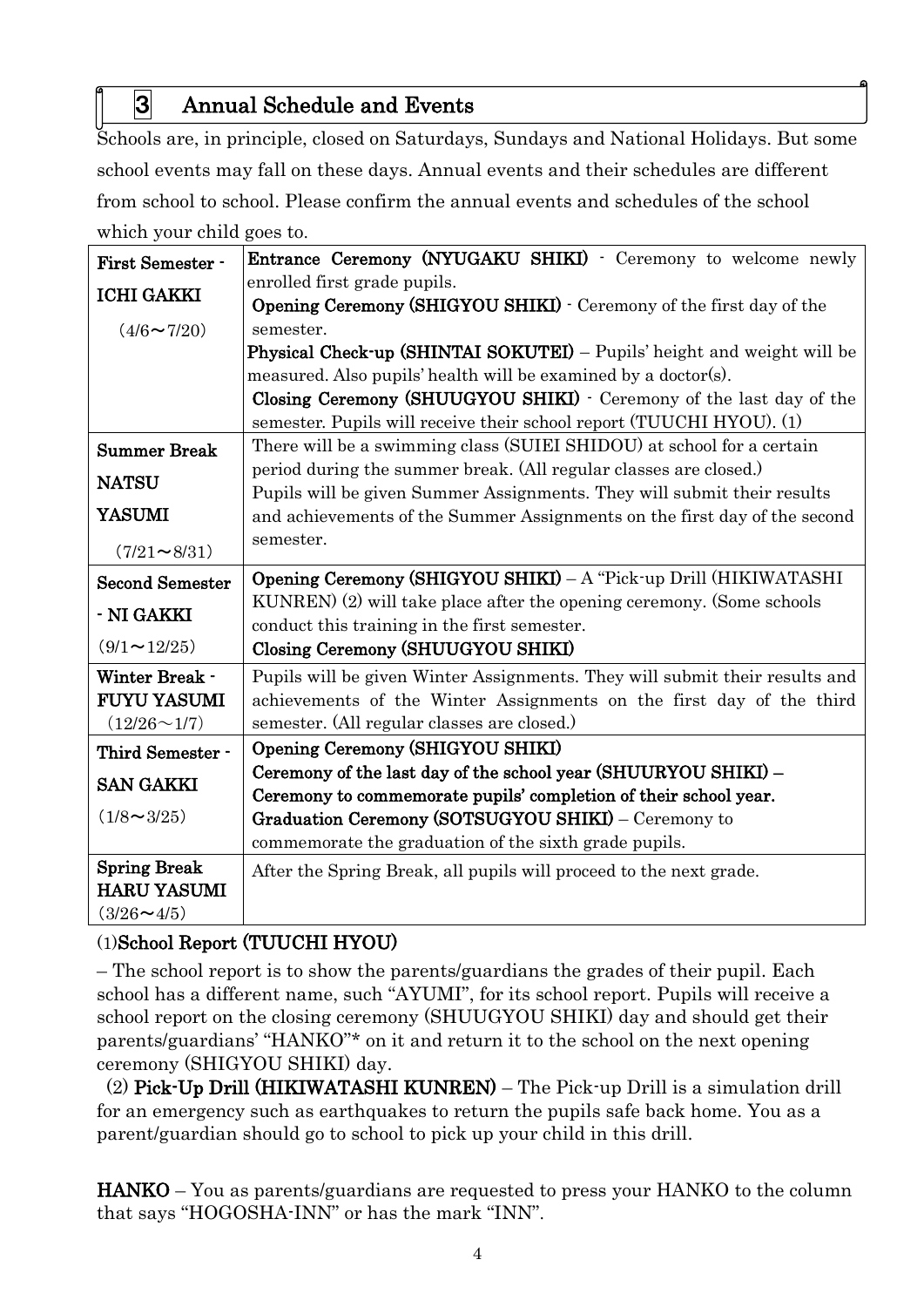## 3 Annual Schedule and Events

Schools are, in principle, closed on Saturdays, Sundays and National Holidays. But some school events may fall on these days. Annual events and their schedules are different from school to school. Please confirm the annual events and schedules of the school which your child goes to.

| | |
|---|---|
| **First Semester - ICHI GAKKI** (4/6～7/20) | **Entrance Ceremony (NYUGAKU SHIKI)** - Ceremony to welcome newly enrolled first grade pupils.<br>**Opening Ceremony (SHIGYOU SHIKI)** - Ceremony of the first day of the semester.<br>**Physical Check-up (SHINTAI SOKUTEI)** – Pupils' height and weight will be measured. Also pupils' health will be examined by a doctor(s).<br>**Closing Ceremony (SHUUGYOU SHIKI)** - Ceremony of the last day of the semester. Pupils will receive their school report (TUUCHI HYOU). (1) |
| **Summer Break NATSU YASUMI** (7/21～8/31) | There will be a swimming class (SUIEI SHIDOU) at school for a certain period during the summer break. (All regular classes are closed.)<br>Pupils will be given Summer Assignments. They will submit their results and achievements of the Summer Assignments on the first day of the second semester. |
| **Second Semester - NI GAKKI** (9/1～12/25) | **Opening Ceremony (SHIGYOU SHIKI)** – A "Pick-up Drill (HIKIWATASHI KUNREN) (2) will take place after the opening ceremony. (Some schools conduct this training in the first semester.<br>**Closing Ceremony (SHUUGYOU SHIKI)** |
| **Winter Break - FUYU YASUMI** (12/26～1/7) | Pupils will be given Winter Assignments. They will submit their results and achievements of the Winter Assignments on the first day of the third semester. (All regular classes are closed.) |
| **Third Semester - SAN GAKKI** (1/8～3/25) | **Opening Ceremony (SHIGYOU SHIKI)**<br>**Ceremony of the last day of the school year (SHUURYOU SHIKI) – Ceremony to commemorate pupils' completion of their school year.**<br>**Graduation Ceremony (SOTSUGYOU SHIKI)** – Ceremony to commemorate the graduation of the sixth grade pupils. |
| **Spring Break HARU YASUMI** (3/26～4/5) | After the Spring Break, all pupils will proceed to the next grade. |

(1)**School Report (TUUCHI HYOU)**

– The school report is to show the parents/guardians the grades of their pupil. Each school has a different name, such "AYUMI", for its school report. Pupils will receive a school report on the closing ceremony (SHUUGYOU SHIKI) day and should get their parents/guardians' "HANKO"* on it and return it to the school on the next opening ceremony (SHIGYOU SHIKI) day.

(2) **Pick-Up Drill (HIKIWATASHI KUNREN)** – The Pick-up Drill is a simulation drill for an emergency such as earthquakes to return the pupils safe back home. You as a parent/guardian should go to school to pick up your child in this drill.

**HANKO** – You as parents/guardians are requested to press your HANKO to the column that says "HOGOSHA-INN" or has the mark "INN".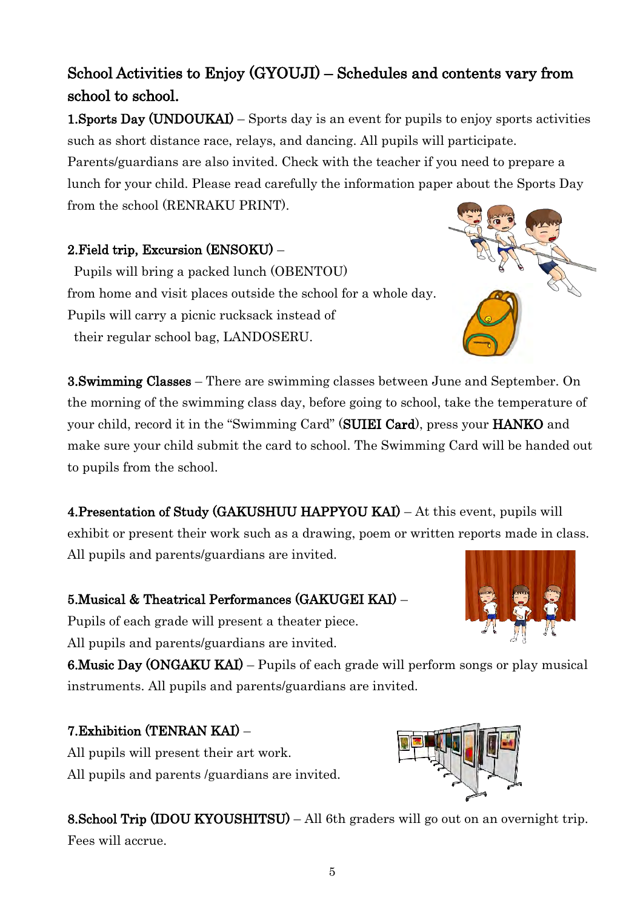## School Activities to Enjoy (GYOUJI) – Schedules and contents vary from school to school.

**1.Sports Day (UNDOUKAI)** – Sports day is an event for pupils to enjoy sports activities such as short distance race, relays, and dancing. All pupils will participate. Parents/guardians are also invited. Check with the teacher if you need to prepare a lunch for your child. Please read carefully the information paper about the Sports Day from the school (RENRAKU PRINT).

**2.Field trip, Excursion (ENSOKU)** –
Pupils will bring a packed lunch (OBENTOU) from home and visit places outside the school for a whole day. Pupils will carry a picnic rucksack instead of their regular school bag, LANDOSERU.

**3.Swimming Classes** – There are swimming classes between June and September. On the morning of the swimming class day, before going to school, take the temperature of your child, record it in the "Swimming Card" (**SUIEI Card**), press your **HANKO** and make sure your child submit the card to school. The Swimming Card will be handed out to pupils from the school.

**4.Presentation of Study (GAKUSHUU HAPPYOU KAI)** – At this event, pupils will exhibit or present their work such as a drawing, poem or written reports made in class. All pupils and parents/guardians are invited.

**5.Musical & Theatrical Performances (GAKUGEI KAI)** –
Pupils of each grade will present a theater piece.
All pupils and parents/guardians are invited.

**6.Music Day (ONGAKU KAI)** – Pupils of each grade will perform songs or play musical instruments. All pupils and parents/guardians are invited.

**7.Exhibition (TENRAN KAI)** –
All pupils will present their art work.
All pupils and parents /guardians are invited.

**8.School Trip (IDOU KYOUSHITSU)** – All 6th graders will go out on an overnight trip. Fees will accrue.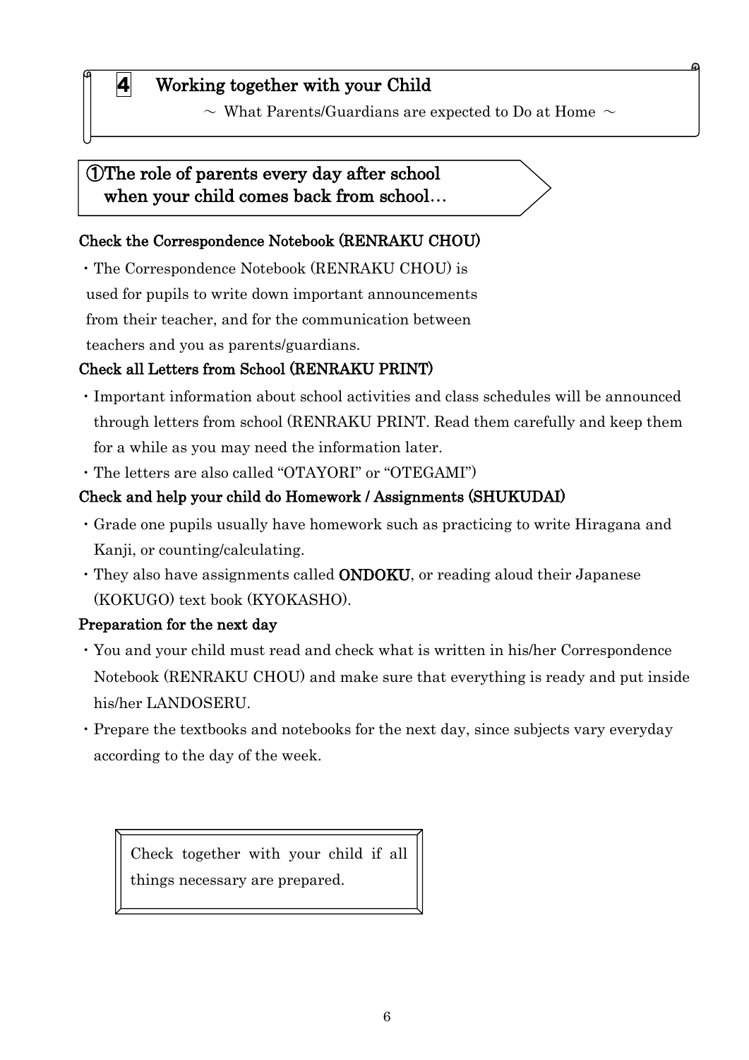# 4 Working together with your Child

～ What Parents/Guardians are expected to Do at Home ～

## ①The role of parents every day after school when your child comes back from school…

### Check the Correspondence Notebook (RENRAKU CHOU)

- The Correspondence Notebook (RENRAKU CHOU) is used for pupils to write down important announcements from their teacher, and for the communication between teachers and you as parents/guardians.

### Check all Letters from School (RENRAKU PRINT)

- Important information about school activities and class schedules will be announced through letters from school (RENRAKU PRINT. Read them carefully and keep them for a while as you may need the information later.
- The letters are also called "OTAYORI" or "OTEGAMI")

### Check and help your child do Homework / Assignments (SHUKUDAI)

- Grade one pupils usually have homework such as practicing to write Hiragana and Kanji, or counting/calculating.
- They also have assignments called **ONDOKU**, or reading aloud their Japanese (KOKUGO) text book (KYOKASHO).

### Preparation for the next day

- You and your child must read and check what is written in his/her Correspondence Notebook (RENRAKU CHOU) and make sure that everything is ready and put inside his/her LANDOSERU.
- Prepare the textbooks and notebooks for the next day, since subjects vary everyday according to the day of the week.

> Check together with your child if all things necessary are prepared.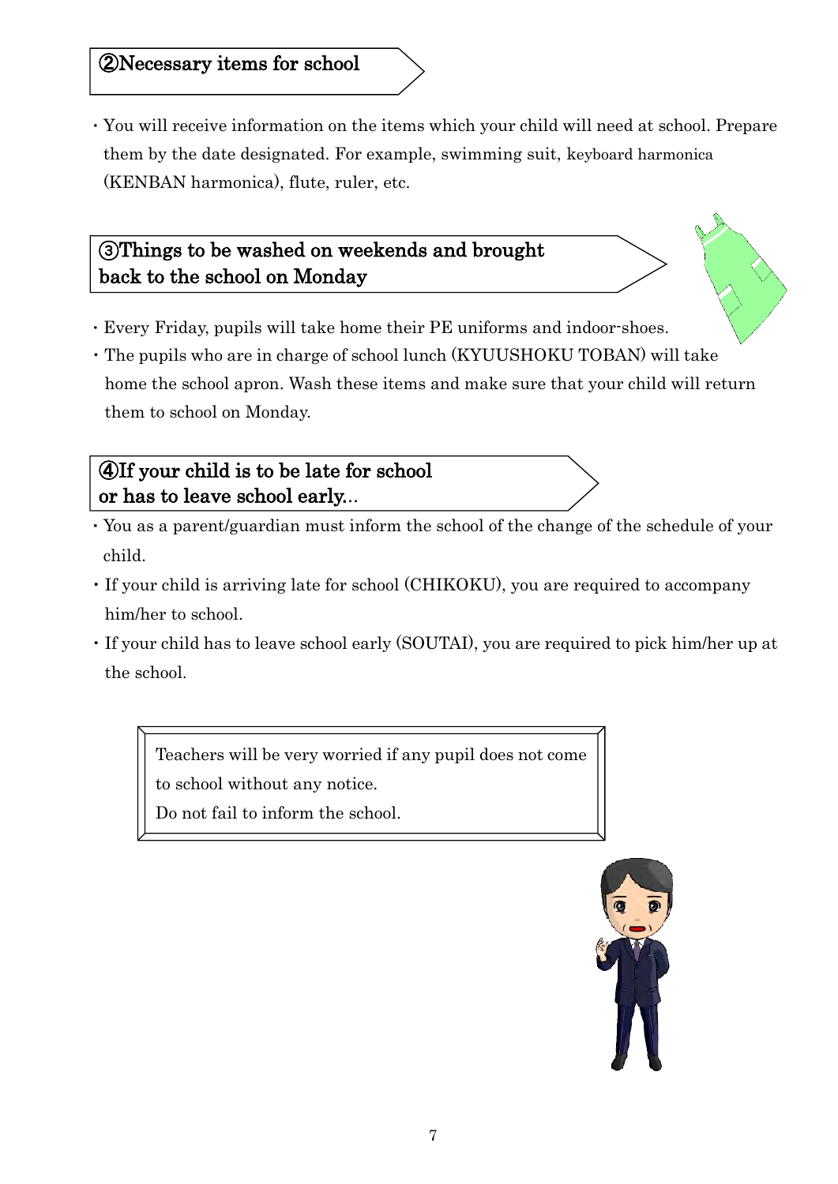## ②Necessary items for school

- You will receive information on the items which your child will need at school. Prepare them by the date designated. For example, swimming suit, keyboard harmonica (KENBAN harmonica), flute, ruler, etc.

## ③Things to be washed on weekends and brought back to the school on Monday

- Every Friday, pupils will take home their PE uniforms and indoor-shoes.
- The pupils who are in charge of school lunch (KYUUSHOKU TOBAN) will take home the school apron. Wash these items and make sure that your child will return them to school on Monday.

## ④If your child is to be late for school or has to leave school early...

- You as a parent/guardian must inform the school of the change of the schedule of your child.
- If your child is arriving late for school (CHIKOKU), you are required to accompany him/her to school.
- If your child has to leave school early (SOUTAI), you are required to pick him/her up at the school.

> Teachers will be very worried if any pupil does not come to school without any notice.
> Do not fail to inform the school.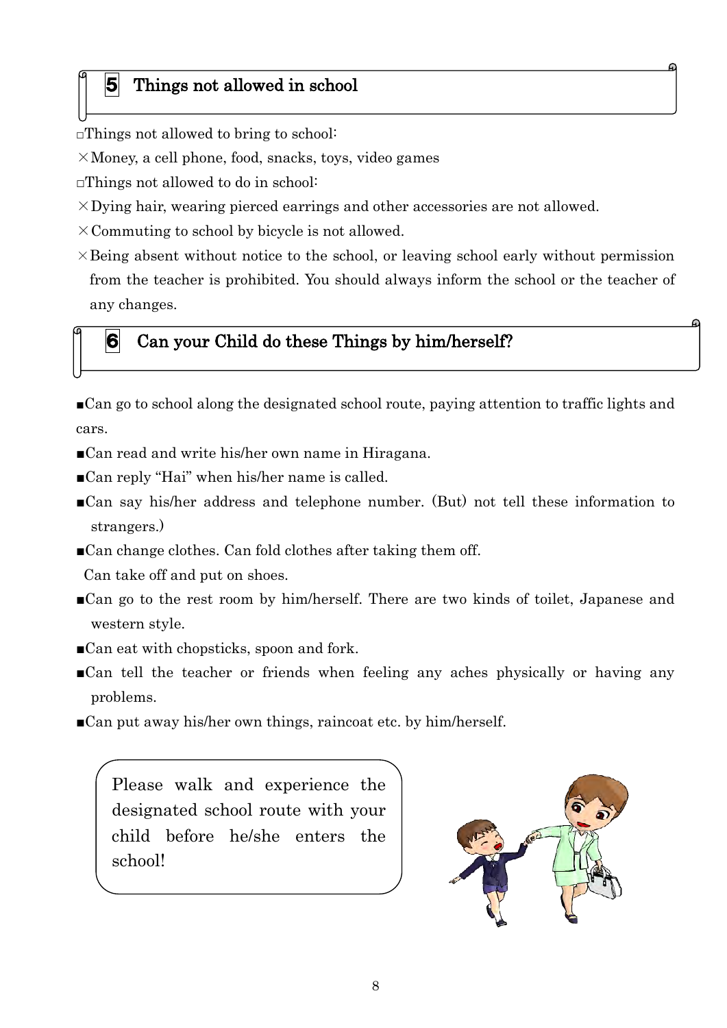## 5 Things not allowed in school

□Things not allowed to bring to school:

×Money, a cell phone, food, snacks, toys, video games

□Things not allowed to do in school:

×Dying hair, wearing pierced earrings and other accessories are not allowed.

×Commuting to school by bicycle is not allowed.

×Being absent without notice to the school, or leaving school early without permission from the teacher is prohibited. You should always inform the school or the teacher of any changes.

## 6 Can your Child do these Things by him/herself?

■Can go to school along the designated school route, paying attention to traffic lights and cars.

■Can read and write his/her own name in Hiragana.

■Can reply "Hai" when his/her name is called.

■Can say his/her address and telephone number. (But) not tell these information to strangers.)

■Can change clothes. Can fold clothes after taking them off.
Can take off and put on shoes.

■Can go to the rest room by him/herself. There are two kinds of toilet, Japanese and western style.

■Can eat with chopsticks, spoon and fork.

■Can tell the teacher or friends when feeling any aches physically or having any problems.

■Can put away his/her own things, raincoat etc. by him/herself.

Please walk and experience the designated school route with your child before he/she enters the school!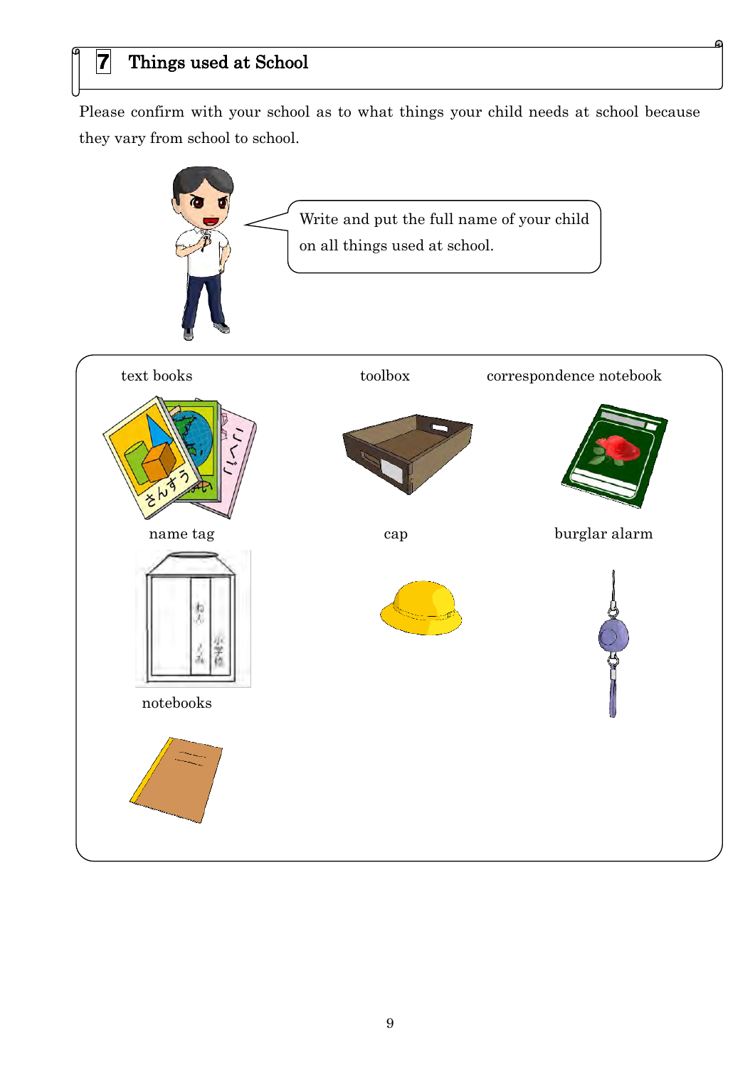## 7 Things used at School

Please confirm with your school as to what things your child needs at school because they vary from school to school.

Write and put the full name of your child on all things used at school.

text books

toolbox

correspondence notebook

name tag

cap

burglar alarm

notebooks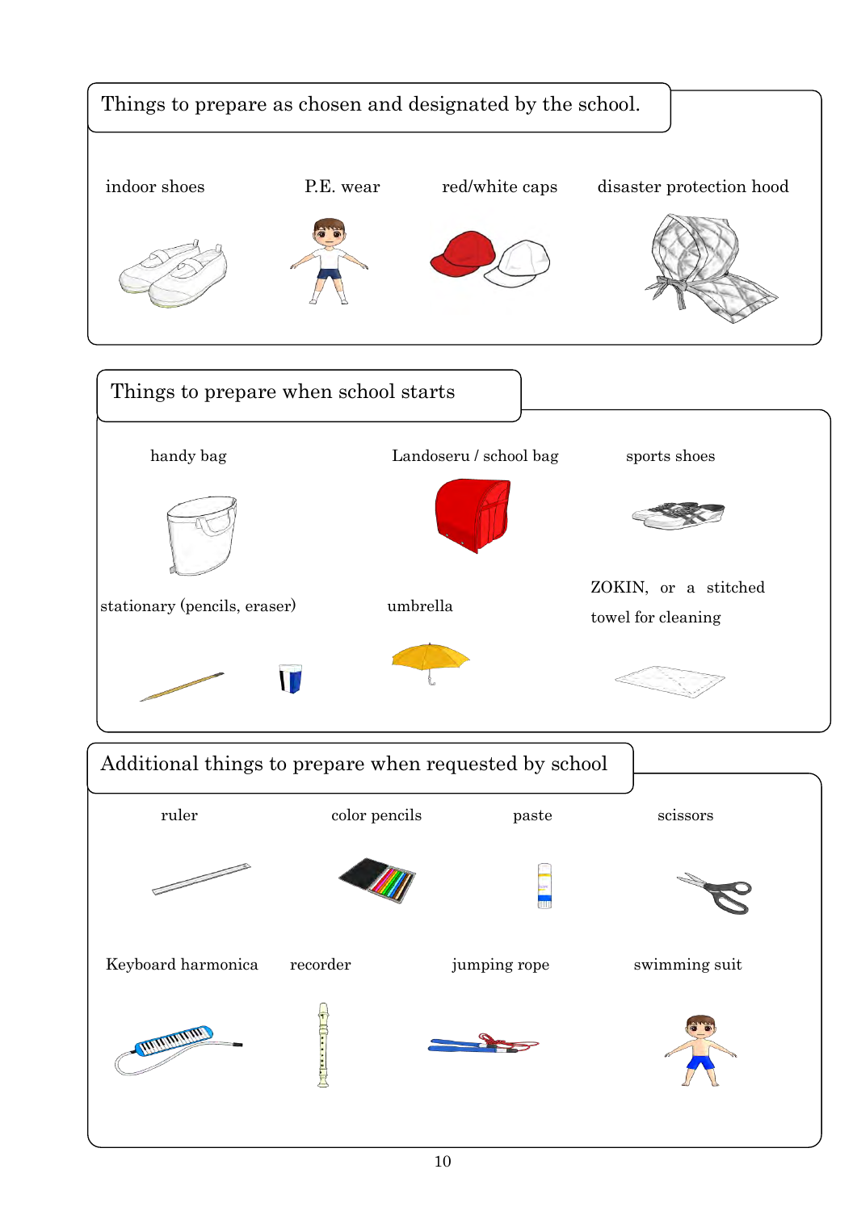## Things to prepare as chosen and designated by the school.

- indoor shoes
- P.E. wear
- red/white caps
- disaster protection hood

## Things to prepare when school starts

- handy bag
- Landoseru / school bag
- sports shoes
- stationary (pencils, eraser)
- umbrella
- ZOKIN, or a stitched towel for cleaning

## Additional things to prepare when requested by school

- ruler
- color pencils
- paste
- scissors
- Keyboard harmonica
- recorder
- jumping rope
- swimming suit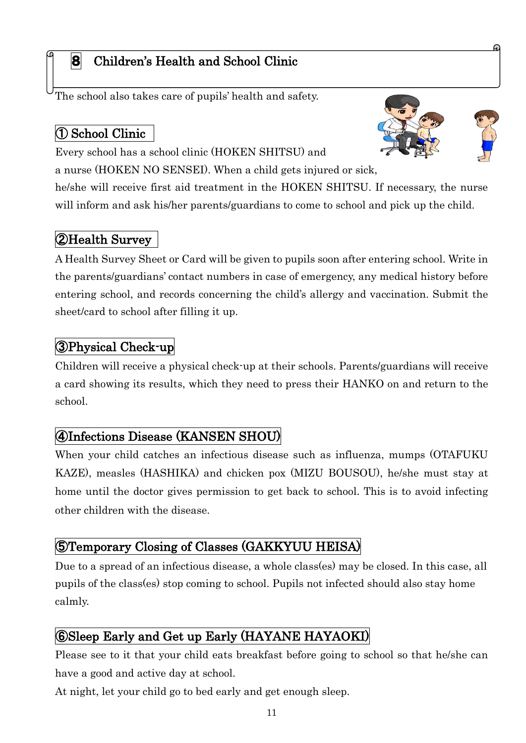# 8　Children's Health and School Clinic

The school also takes care of pupils' health and safety.

## ① School Clinic

Every school has a school clinic (HOKEN SHITSU) and a nurse (HOKEN NO SENSEI). When a child gets injured or sick, he/she will receive first aid treatment in the HOKEN SHITSU. If necessary, the nurse will inform and ask his/her parents/guardians to come to school and pick up the child.

## ②Health Survey

A Health Survey Sheet or Card will be given to pupils soon after entering school. Write in the parents/guardians' contact numbers in case of emergency, any medical history before entering school, and records concerning the child's allergy and vaccination. Submit the sheet/card to school after filling it up.

## ③Physical Check-up

Children will receive a physical check-up at their schools. Parents/guardians will receive a card showing its results, which they need to press their HANKO on and return to the school.

## ④Infections Disease (KANSEN SHOU)

When your child catches an infectious disease such as influenza, mumps (OTAFUKU KAZE), measles (HASHIKA) and chicken pox (MIZU BOUSOU), he/she must stay at home until the doctor gives permission to get back to school. This is to avoid infecting other children with the disease.

## ⑤Temporary Closing of Classes (GAKKYUU HEISA)

Due to a spread of an infectious disease, a whole class(es) may be closed. In this case, all pupils of the class(es) stop coming to school. Pupils not infected should also stay home calmly.

## ⑥Sleep Early and Get up Early (HAYANE HAYAOKI)

Please see to it that your child eats breakfast before going to school so that he/she can have a good and active day at school.

At night, let your child go to bed early and get enough sleep.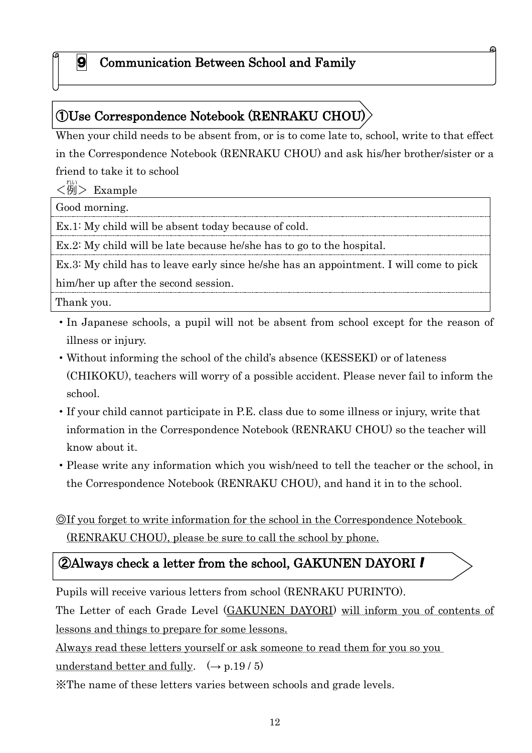# 9 Communication Between School and Family

## ①Use Correspondence Notebook (RENRAKU CHOU)

When your child needs to be absent from, or is to come late to, school, write to that effect in the Correspondence Notebook (RENRAKU CHOU) and ask his/her brother/sister or a friend to take it to school

<例(れい)> Example

| Good morning. |
|---|
| Ex.1: My child will be absent today because of cold. |
| Ex.2: My child will be late because he/she has to go to the hospital. |
| Ex.3: My child has to leave early since he/she has an appointment. I will come to pick him/her up after the second session. |
| Thank you. |

- In Japanese schools, a pupil will not be absent from school except for the reason of illness or injury.
- Without informing the school of the child's absence (KESSEKI) or of lateness (CHIKOKU), teachers will worry of a possible accident. Please never fail to inform the school.
- If your child cannot participate in P.E. class due to some illness or injury, write that information in the Correspondence Notebook (RENRAKU CHOU) so the teacher will know about it.
- Please write any information which you wish/need to tell the teacher or the school, in the Correspondence Notebook (RENRAKU CHOU), and hand it in to the school.

◎If you forget to write information for the school in the Correspondence Notebook (RENRAKU CHOU), please be sure to call the school by phone.

## ②Always check a letter from the school, GAKUNEN DAYORI !

Pupils will receive various letters from school (RENRAKU PURINTO).

The Letter of each Grade Level (GAKUNEN DAYORI) will inform you of contents of lessons and things to prepare for some lessons.

Always read these letters yourself or ask someone to read them for you so you understand better and fully. (→ p.19 / 5)

※The name of these letters varies between schools and grade levels.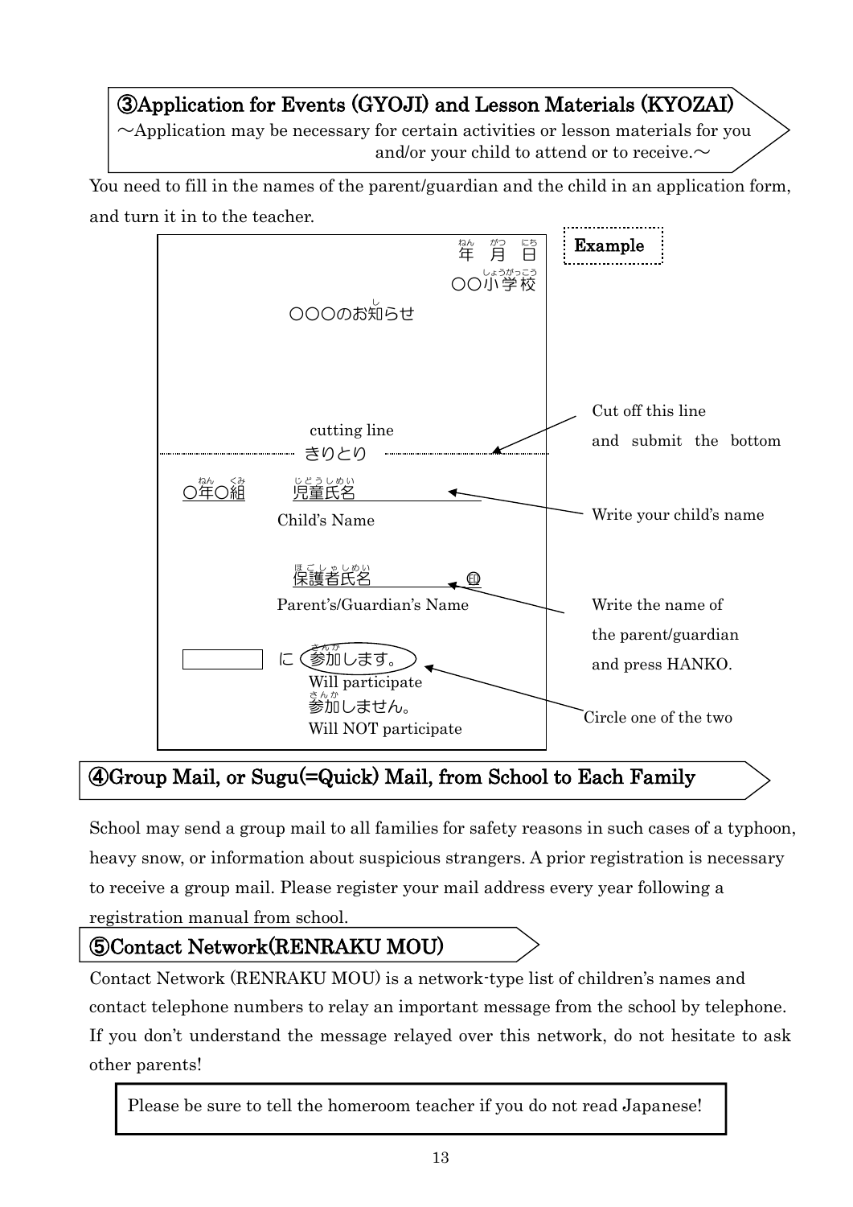## ③Application for Events (GYOJI) and Lesson Materials (KYOZAI)

～Application may be necessary for certain activities or lesson materials for you and/or your child to attend or to receive.～

You need to fill in the names of the parent/guardian and the child in an application form, and turn it in to the teacher.

**Example**

年　月　日
〇〇小学校

〇〇〇のお知らせ

cutting line
きりとり ← Cut off this line and submit the bottom

〇年〇組　児童氏名＿＿＿＿＿＿ ← Write your child's name
Child's Name

保護者氏名＿＿＿＿＿＿ ㊞ ← Write the name of the parent/guardian and press HANKO.
Parent's/Guardian's Name

□ に 参加します。 ← Circle one of the two
Will participate
参加しません。
Will NOT participate

## ④Group Mail, or Sugu(=Quick) Mail, from School to Each Family

School may send a group mail to all families for safety reasons in such cases of a typhoon, heavy snow, or information about suspicious strangers. A prior registration is necessary to receive a group mail. Please register your mail address every year following a registration manual from school.

## ⑤Contact Network(RENRAKU MOU)

Contact Network (RENRAKU MOU) is a network-type list of children's names and contact telephone numbers to relay an important message from the school by telephone. If you don't understand the message relayed over this network, do not hesitate to ask other parents!

Please be sure to tell the homeroom teacher if you do not read Japanese!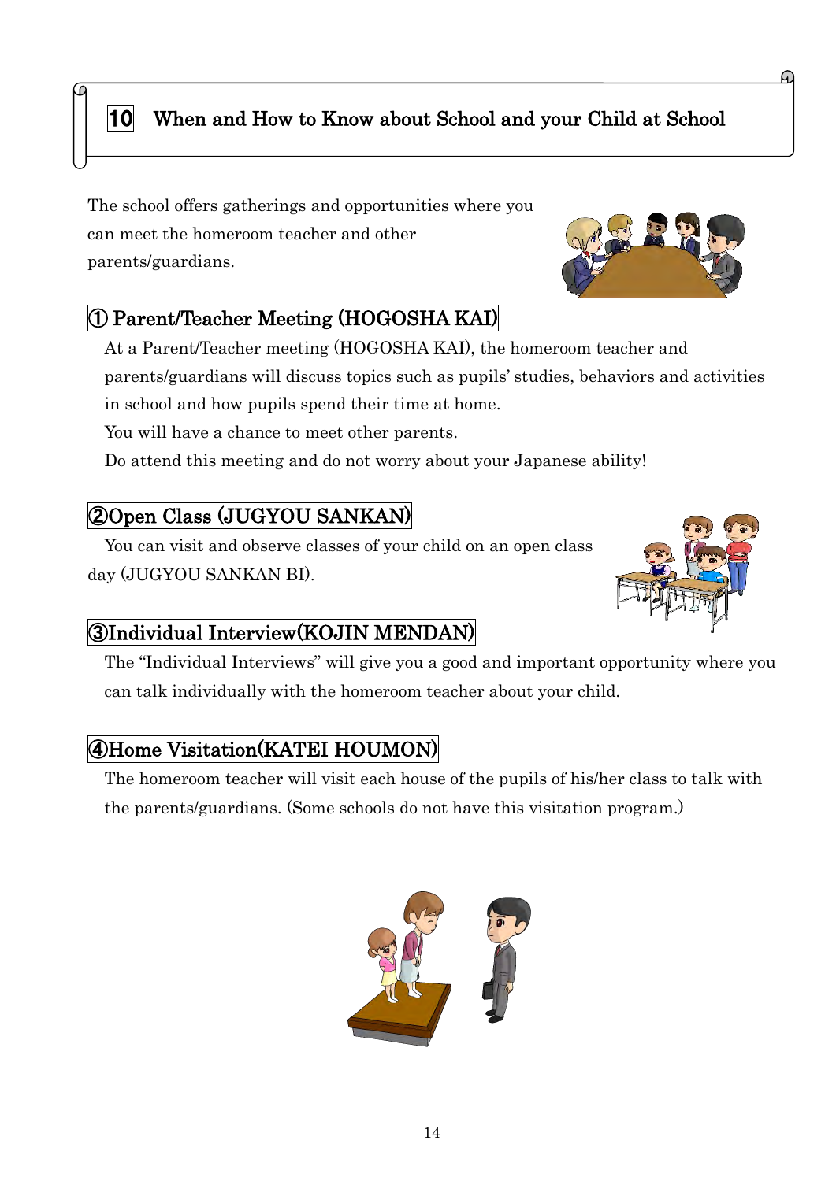# 10 When and How to Know about School and your Child at School

The school offers gatherings and opportunities where you can meet the homeroom teacher and other parents/guardians.

## ① Parent/Teacher Meeting (HOGOSHA KAI)

At a Parent/Teacher meeting (HOGOSHA KAI), the homeroom teacher and parents/guardians will discuss topics such as pupils' studies, behaviors and activities in school and how pupils spend their time at home.

You will have a chance to meet other parents.

Do attend this meeting and do not worry about your Japanese ability!

## ②Open Class (JUGYOU SANKAN)

You can visit and observe classes of your child on an open class day (JUGYOU SANKAN BI).

## ③Individual Interview(KOJIN MENDAN)

The "Individual Interviews" will give you a good and important opportunity where you can talk individually with the homeroom teacher about your child.

## ④Home Visitation(KATEI HOUMON)

The homeroom teacher will visit each house of the pupils of his/her class to talk with the parents/guardians. (Some schools do not have this visitation program.)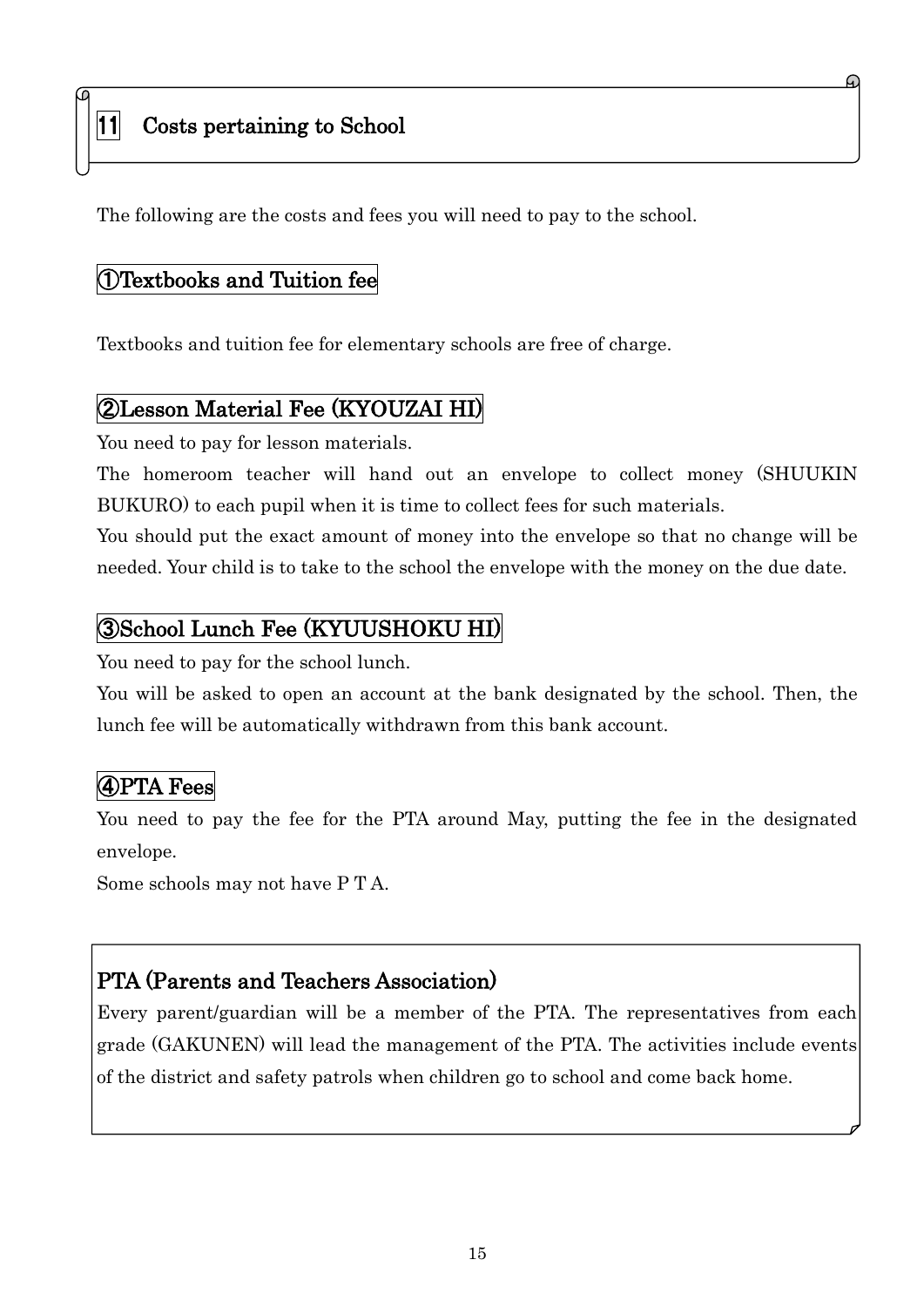## 11 Costs pertaining to School

The following are the costs and fees you will need to pay to the school.

### ①Textbooks and Tuition fee

Textbooks and tuition fee for elementary schools are free of charge.

### ②Lesson Material Fee (KYOUZAI HI)

You need to pay for lesson materials.

The homeroom teacher will hand out an envelope to collect money (SHUUKIN BUKURO) to each pupil when it is time to collect fees for such materials.

You should put the exact amount of money into the envelope so that no change will be needed. Your child is to take to the school the envelope with the money on the due date.

### ③School Lunch Fee (KYUUSHOKU HI)

You need to pay for the school lunch.

You will be asked to open an account at the bank designated by the school. Then, the lunch fee will be automatically withdrawn from this bank account.

### ④PTA Fees

You need to pay the fee for the PTA around May, putting the fee in the designated envelope.

Some schools may not have P T A.

### PTA (Parents and Teachers Association)

Every parent/guardian will be a member of the PTA. The representatives from each grade (GAKUNEN) will lead the management of the PTA. The activities include events of the district and safety patrols when children go to school and come back home.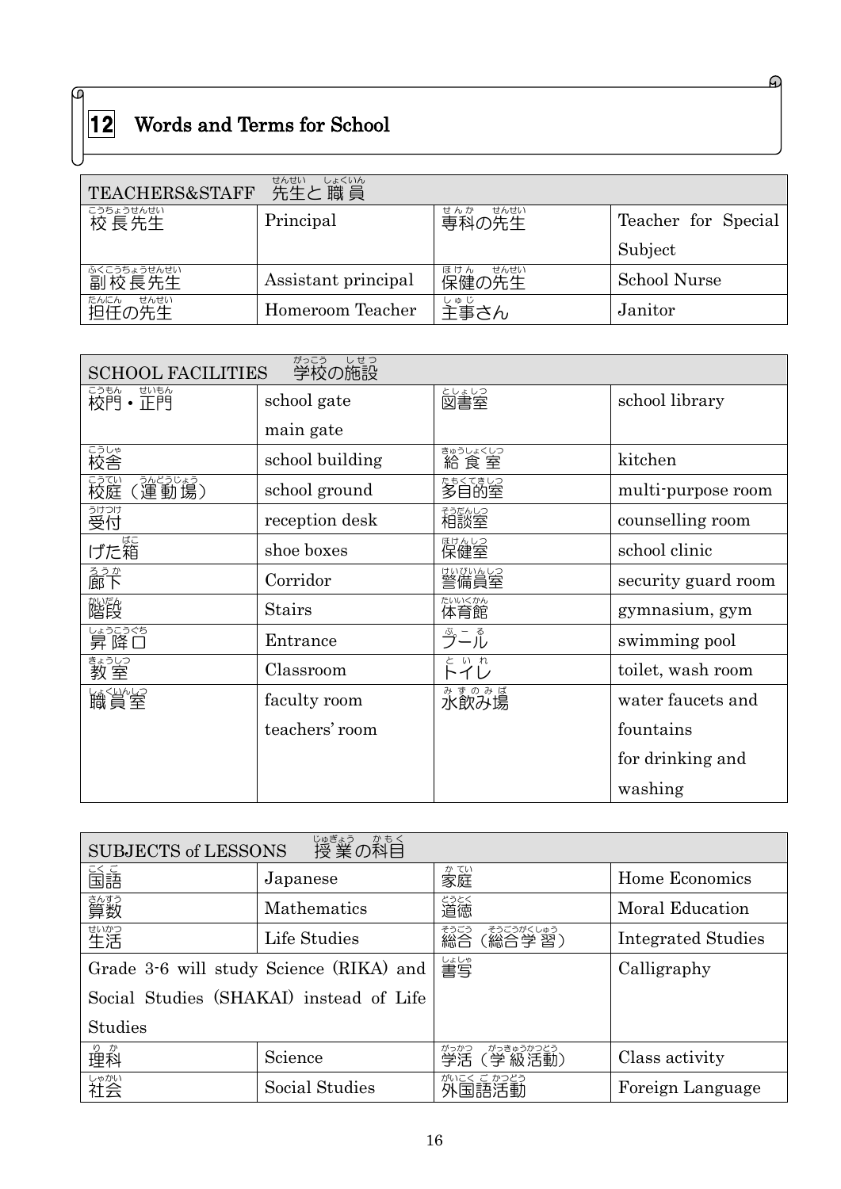## 12 Words and Terms for School

| TEACHERS&STAFF 先生と職員 | | | |
|---|---|---|---|
| 校長先生 | Principal | 専科の先生 | Teacher for Special Subject |
| 副校長先生 | Assistant principal | 保健の先生 | School Nurse |
| 担任の先生 | Homeroom Teacher | 主事さん | Janitor |

| SCHOOL FACILITIES 学校の施設 | | | |
|---|---|---|---|
| 校門・正門 | school gate<br>main gate | 図書室 | school library |
| 校舎 | school building | 給食室 | kitchen |
| 校庭（運動場） | school ground | 多目的室 | multi-purpose room |
| 受付 | reception desk | 相談室 | counselling room |
| げた箱 | shoe boxes | 保健室 | school clinic |
| 廊下 | Corridor | 警備員室 | security guard room |
| 階段 | Stairs | 体育館 | gymnasium, gym |
| 昇降口 | Entrance | プール | swimming pool |
| 教室 | Classroom | トイレ | toilet, wash room |
| 職員室 | faculty room<br>teachers' room | 水飲み場 | water faucets and fountains for drinking and washing |

| SUBJECTS of LESSONS 授業の科目 | | | |
|---|---|---|---|
| 国語 | Japanese | 家庭 | Home Economics |
| 算数 | Mathematics | 道徳 | Moral Education |
| 生活 | Life Studies | 総合（総合学習） | Integrated Studies |
| Grade 3-6 will study Science (RIKA) and Social Studies (SHAKAI) instead of Life Studies | | 書写 | Calligraphy |
| 理科 | Science | 学活（学級活動） | Class activity |
| 社会 | Social Studies | 外国語活動 | Foreign Language |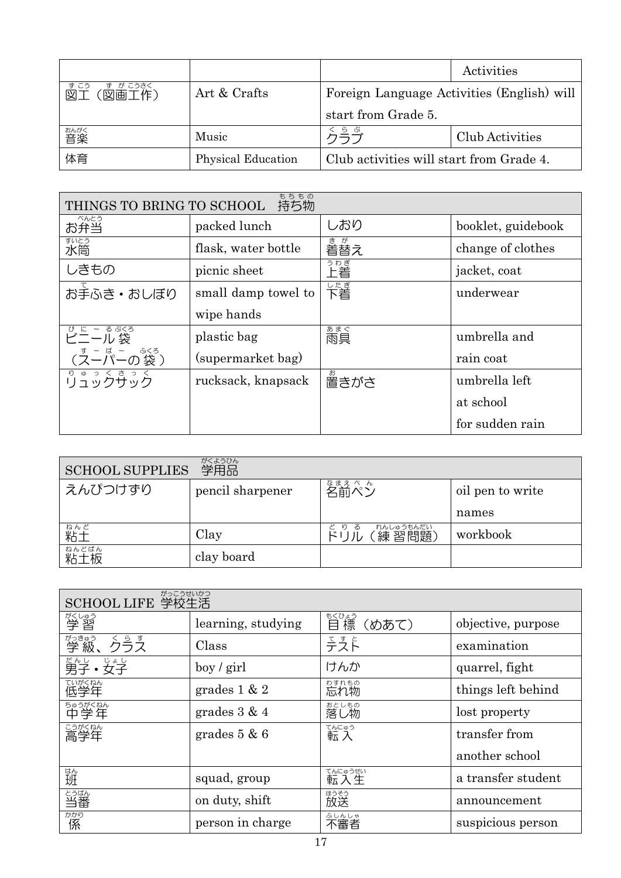| | | | Activities |
|---|---|---|---|
| 図工（図画工作） | Art & Crafts | Foreign Language Activities (English) will start from Grade 5. | |
| 音楽 | Music | クラブ | Club Activities |
| 体育 | Physical Education | Club activities will start from Grade 4. | |

| THINGS TO BRING TO SCHOOL　持ち物 | | | |
|---|---|---|---|
| お弁当 | packed lunch | しおり | booklet, guidebook |
| 水筒 | flask, water bottle | 着替え | change of clothes |
| しきもの | picnic sheet | 上着 | jacket, coat |
| お手ふき・おしぼり | small damp towel to wipe hands | 下着 | underwear |
| ビニール袋（スーパーの袋） | plastic bag (supermarket bag) | 雨具 | umbrella and rain coat |
| リュックサック | rucksack, knapsack | 置きがさ | umbrella left at school for sudden rain |

| SCHOOL SUPPLIES　学用品 | | | |
|---|---|---|---|
| えんぴつけずり | pencil sharpener | 名前ペン | oil pen to write names |
| 粘土 | Clay | ドリル（練習問題） | workbook |
| 粘土板 | clay board | | |

| SCHOOL LIFE 学校生活 | | | |
|---|---|---|---|
| 学習 | learning, studying | 目標（めあて） | objective, purpose |
| 学級、クラス | Class | テスト | examination |
| 男子・女子 | boy / girl | けんか | quarrel, fight |
| 低学年 | grades 1 & 2 | 忘れ物 | things left behind |
| 中学年 | grades 3 & 4 | 落し物 | lost property |
| 高学年 | grades 5 & 6 | 転入 | transfer from another school |
| 班 | squad, group | 転入生 | a transfer student |
| 当番 | on duty, shift | 放送 | announcement |
| 係 | person in charge | 不審者 | suspicious person |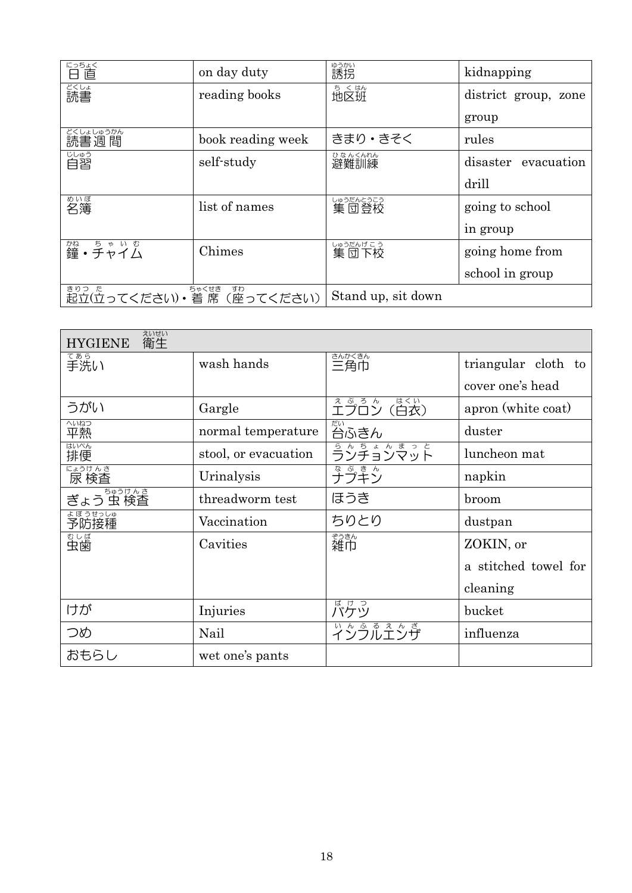| 日直（にっちょく） | on day duty | 誘拐（ゆうかい） | kidnapping |
| --- | --- | --- | --- |
| 読書（どくしょ） | reading books | 地区班（ちくはん） | district group, zone group |
| 読書週間（どくしょしゅうかん） | book reading week | きまり・きそく | rules |
| 自習（じしゅう） | self-study | 避難訓練（ひなんくんれん） | disaster evacuation drill |
| 名簿（めいぼ） | list of names | 集団登校（しゅうだんとうこう） | going to school in group |
| 鐘（かね）・チャイム（ちゃいむ） | Chimes | 集団下校（しゅうだんげこう） | going home from school in group |
| 起立（きりつ）(立（た）ってください)・着席（ちゃくせき）（座（すわ）ってください） | | Stand up, sit down | |

| HYGIENE 衛生（えいせい） | | | |
| --- | --- | --- | --- |
| 手洗い（てあらい） | wash hands | 三角巾（さんかくきん） | triangular cloth to cover one's head |
| うがい | Gargle | エプロン（えぷろん）（白衣（はくい）） | apron (white coat) |
| 平熱（へいねつ） | normal temperature | 台（だい）ふきん | duster |
| 排便（はいべん） | stool, or evacuation | ランチョンマット（らんちょんまっと） | luncheon mat |
| 尿検査（にょうけんさ） | Urinalysis | ナプキン（なぷきん） | napkin |
| ぎょう虫検査（ちゅうけんさ） | threadworm test | ほうき | broom |
| 予防接種（よぼうせっしゅ） | Vaccination | ちりとり | dustpan |
| 虫歯（むしば） | Cavities | 雑巾（ぞうきん） | ZOKIN, or a stitched towel for cleaning |
| けが | Injuries | バケツ（ばけつ） | bucket |
| つめ | Nail | インフルエンザ（いんふるえんざ） | influenza |
| おもらし | wet one's pants | | |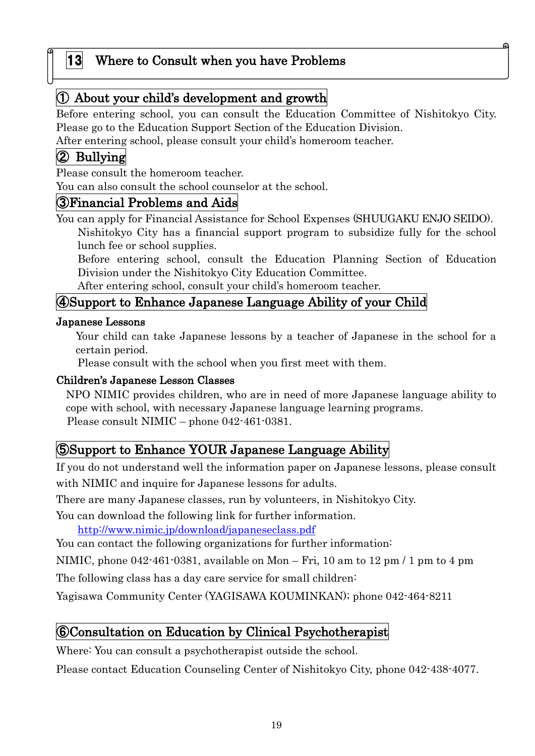# 13 Where to Consult when you have Problems

## ① About your child's development and growth

Before entering school, you can consult the Education Committee of Nishitokyo City. Please go to the Education Support Section of the Education Division.

After entering school, please consult your child's homeroom teacher.

## ② Bullying

Please consult the homeroom teacher.

You can also consult the school counselor at the school.

## ③Financial Problems and Aids

You can apply for Financial Assistance for School Expenses (SHUUGAKU ENJO SEIDO).

Nishitokyo City has a financial support program to subsidize fully for the school lunch fee or school supplies.

Before entering school, consult the Education Planning Section of Education Division under the Nishitokyo City Education Committee.

After entering school, consult your child's homeroom teacher.

## ④Support to Enhance Japanese Language Ability of your Child

### Japanese Lessons

Your child can take Japanese lessons by a teacher of Japanese in the school for a certain period.

Please consult with the school when you first meet with them.

### Children's Japanese Lesson Classes

NPO NIMIC provides children, who are in need of more Japanese language ability to cope with school, with necessary Japanese language learning programs.

Please consult NIMIC – phone 042-461-0381.

## ⑤Support to Enhance YOUR Japanese Language Ability

If you do not understand well the information paper on Japanese lessons, please consult with NIMIC and inquire for Japanese lessons for adults.

There are many Japanese classes, run by volunteers, in Nishitokyo City.

You can download the following link for further information.

http://www.nimic.jp/download/japaneseclass.pdf

You can contact the following organizations for further information:

NIMIC, phone 042-461-0381, available on Mon – Fri, 10 am to 12 pm / 1 pm to 4 pm

The following class has a day care service for small children:

Yagisawa Community Center (YAGISAWA KOUMINKAN); phone 042-464-8211

## ⑥Consultation on Education by Clinical Psychotherapist

Where: You can consult a psychotherapist outside the school.

Please contact Education Counseling Center of Nishitokyo City, phone 042-438-4077.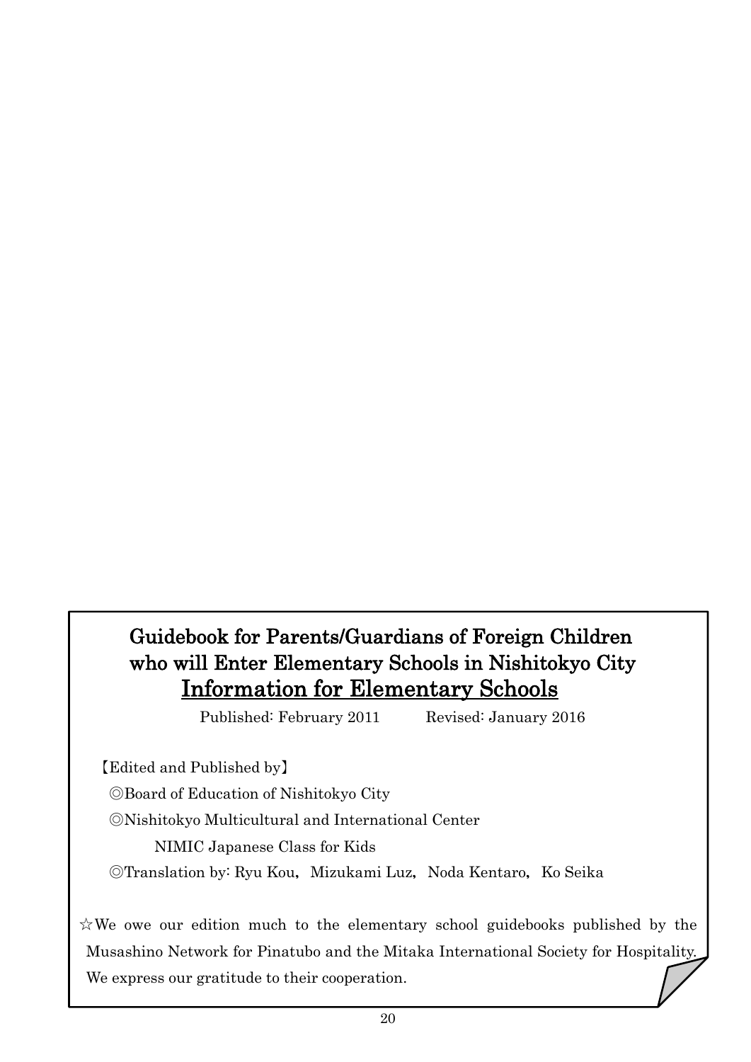# Guidebook for Parents/Guardians of Foreign Children who will Enter Elementary Schools in Nishitokyo City

## Information for Elementary Schools

Published: February 2011　　Revised: January 2016

【Edited and Published by】

◎Board of Education of Nishitokyo City

◎Nishitokyo Multicultural and International Center

NIMIC Japanese Class for Kids

◎Translation by: Ryu Kou，Mizukami Luz，Noda Kentaro，Ko Seika

☆We owe our edition much to the elementary school guidebooks published by the Musashino Network for Pinatubo and the Mitaka International Society for Hospitality. We express our gratitude to their cooperation.